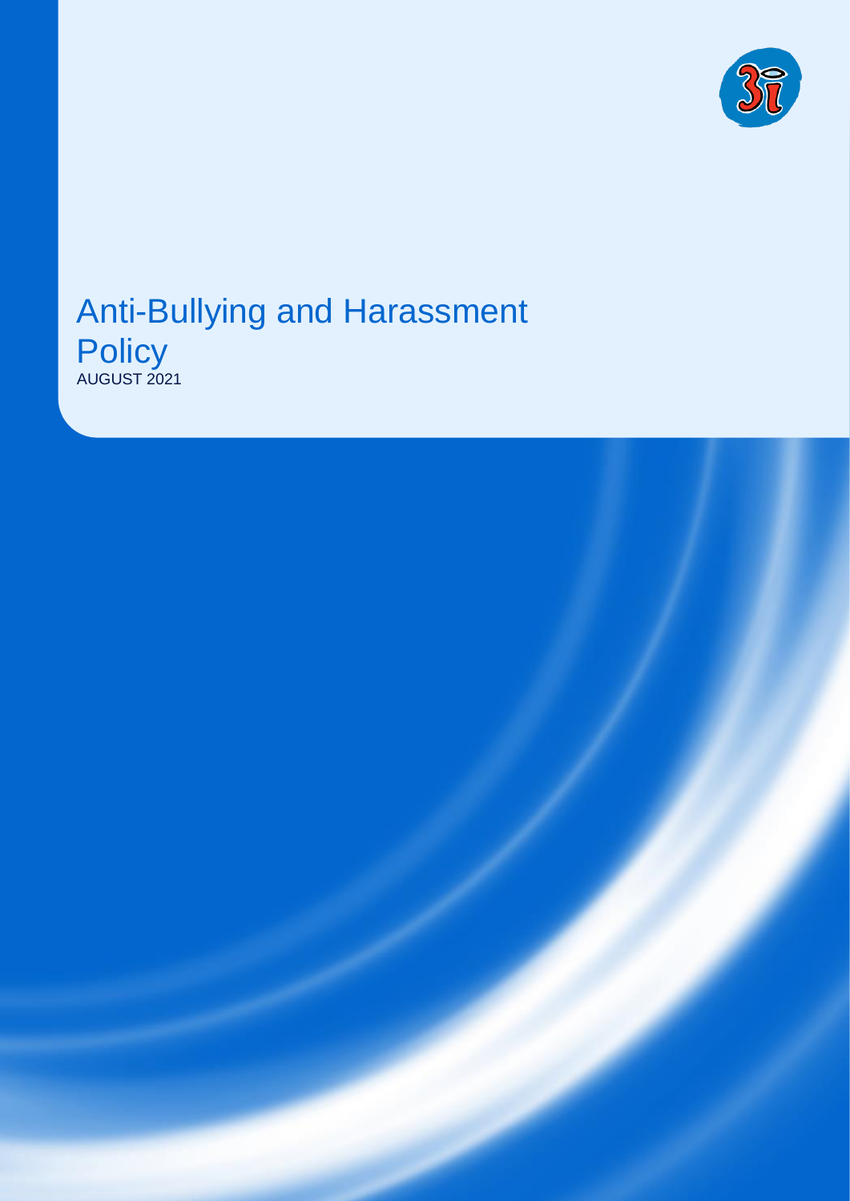# Anti-Bullying and Harassment Policy

AUGUST 2021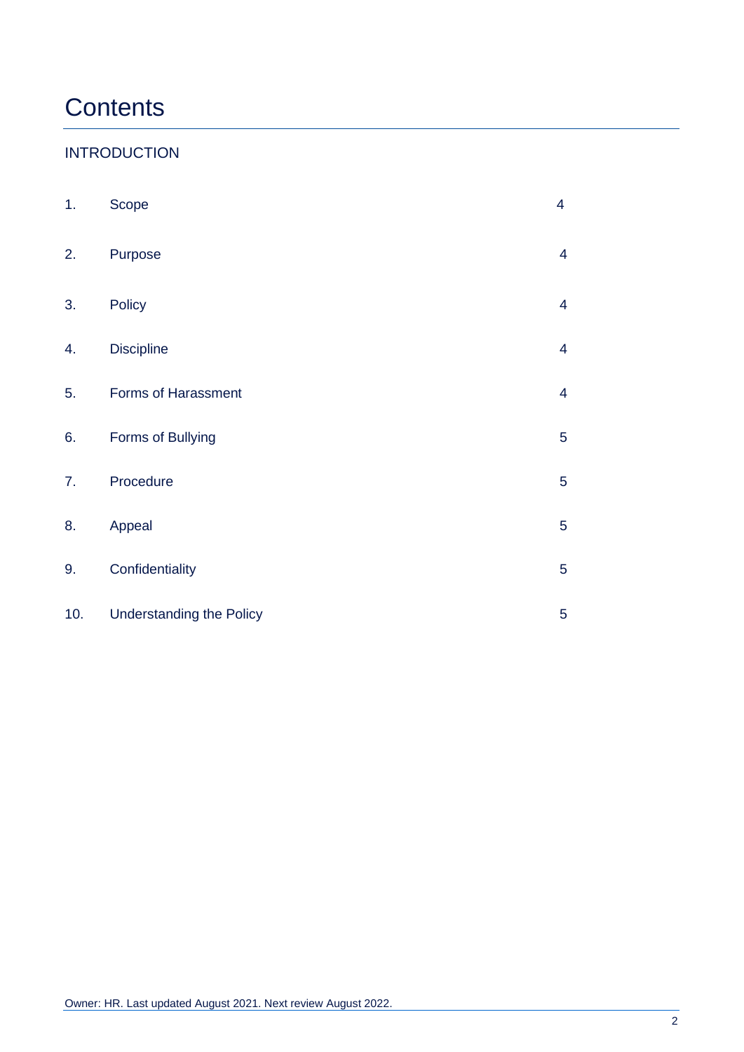# Contents

INTRODUCTION

| | | |
|---|---|---|
| 1. | Scope | 4 |
| 2. | Purpose | 4 |
| 3. | Policy | 4 |
| 4. | Discipline | 4 |
| 5. | Forms of Harassment | 4 |
| 6. | Forms of Bullying | 5 |
| 7. | Procedure | 5 |
| 8. | Appeal | 5 |
| 9. | Confidentiality | 5 |
| 10. | Understanding the Policy | 5 |

Owner: HR. Last updated August 2021. Next review August 2022.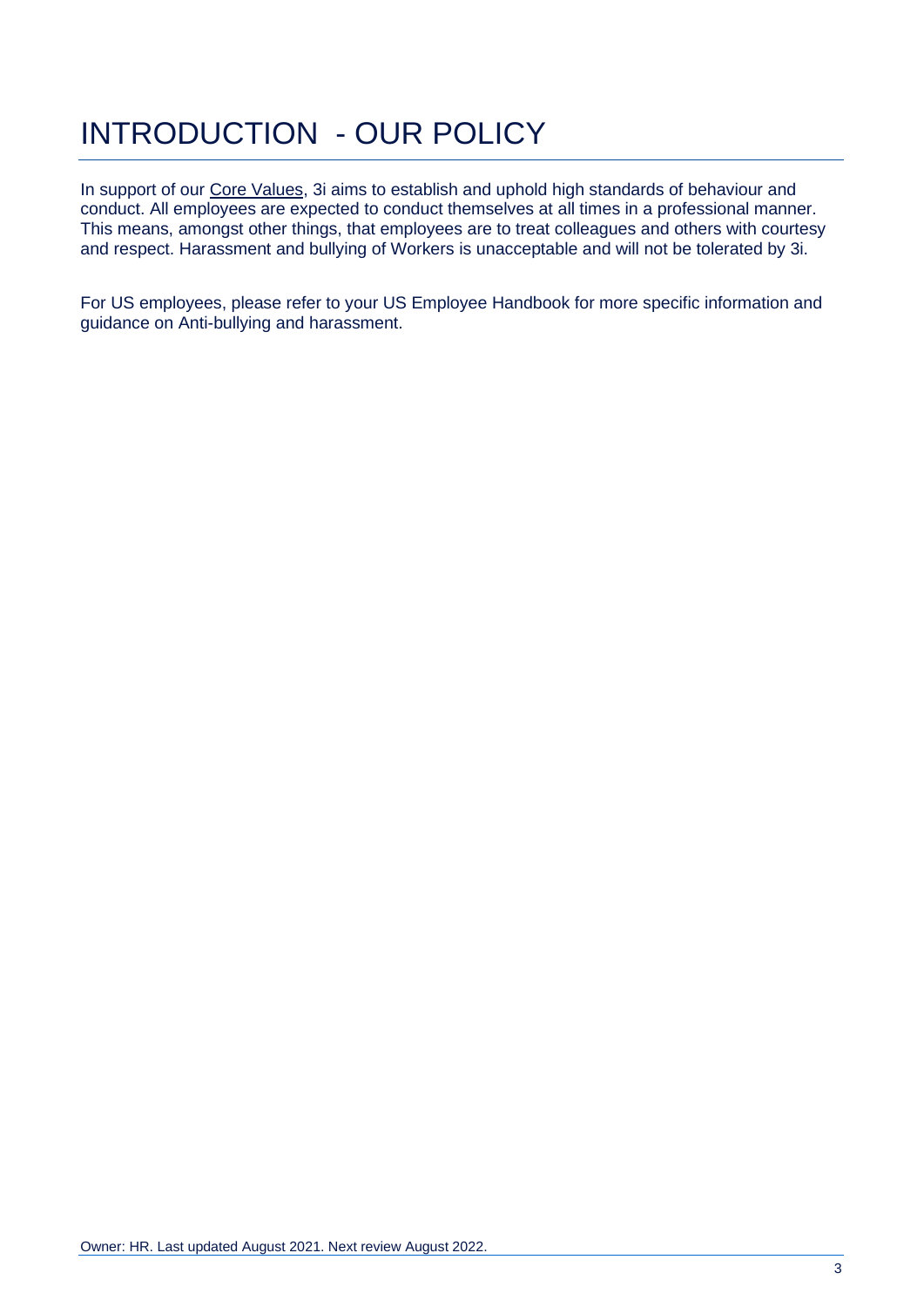# INTRODUCTION - OUR POLICY

In support of our Core Values, 3i aims to establish and uphold high standards of behaviour and conduct. All employees are expected to conduct themselves at all times in a professional manner. This means, amongst other things, that employees are to treat colleagues and others with courtesy and respect. Harassment and bullying of Workers is unacceptable and will not be tolerated by 3i.

For US employees, please refer to your US Employee Handbook for more specific information and guidance on Anti-bullying and harassment.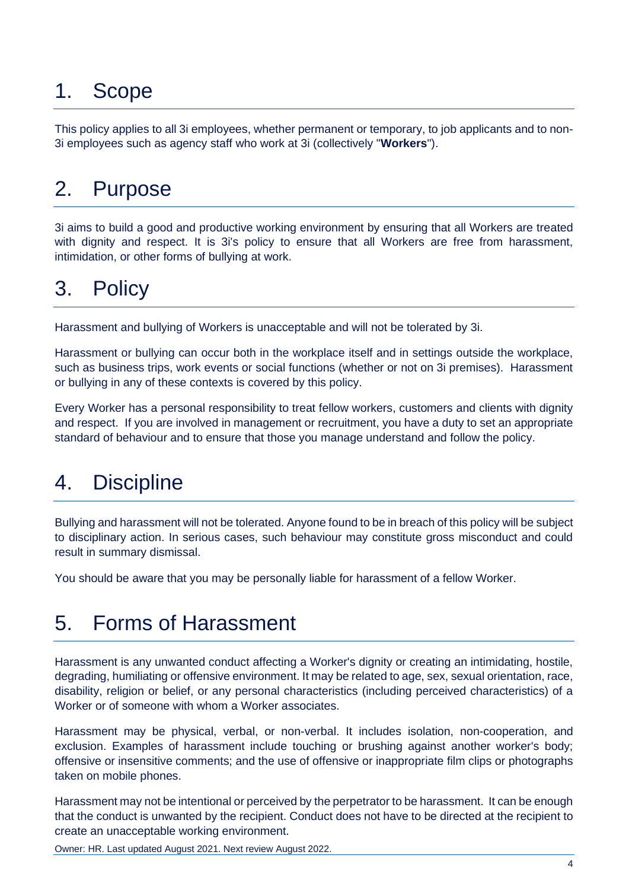# 1. Scope

This policy applies to all 3i employees, whether permanent or temporary, to job applicants and to non-3i employees such as agency staff who work at 3i (collectively "**Workers**").

# 2. Purpose

3i aims to build a good and productive working environment by ensuring that all Workers are treated with dignity and respect. It is 3i's policy to ensure that all Workers are free from harassment, intimidation, or other forms of bullying at work.

# 3. Policy

Harassment and bullying of Workers is unacceptable and will not be tolerated by 3i.

Harassment or bullying can occur both in the workplace itself and in settings outside the workplace, such as business trips, work events or social functions (whether or not on 3i premises). Harassment or bullying in any of these contexts is covered by this policy.

Every Worker has a personal responsibility to treat fellow workers, customers and clients with dignity and respect. If you are involved in management or recruitment, you have a duty to set an appropriate standard of behaviour and to ensure that those you manage understand and follow the policy.

# 4. Discipline

Bullying and harassment will not be tolerated. Anyone found to be in breach of this policy will be subject to disciplinary action. In serious cases, such behaviour may constitute gross misconduct and could result in summary dismissal.

You should be aware that you may be personally liable for harassment of a fellow Worker.

# 5. Forms of Harassment

Harassment is any unwanted conduct affecting a Worker's dignity or creating an intimidating, hostile, degrading, humiliating or offensive environment. It may be related to age, sex, sexual orientation, race, disability, religion or belief, or any personal characteristics (including perceived characteristics) of a Worker or of someone with whom a Worker associates.

Harassment may be physical, verbal, or non-verbal. It includes isolation, non-cooperation, and exclusion. Examples of harassment include touching or brushing against another worker's body; offensive or insensitive comments; and the use of offensive or inappropriate film clips or photographs taken on mobile phones.

Harassment may not be intentional or perceived by the perpetrator to be harassment. It can be enough that the conduct is unwanted by the recipient. Conduct does not have to be directed at the recipient to create an unacceptable working environment.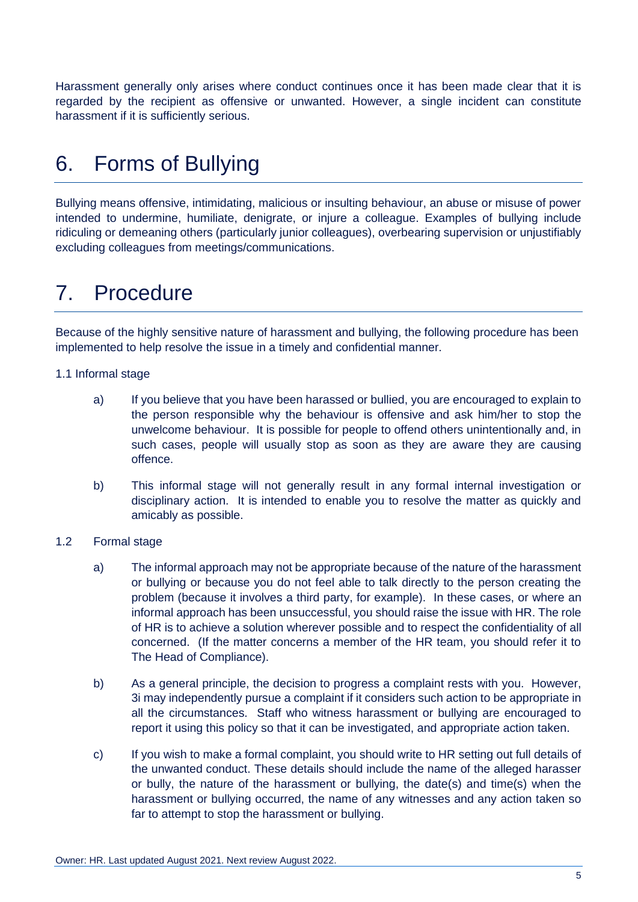Harassment generally only arises where conduct continues once it has been made clear that it is regarded by the recipient as offensive or unwanted. However, a single incident can constitute harassment if it is sufficiently serious.

# 6. Forms of Bullying

Bullying means offensive, intimidating, malicious or insulting behaviour, an abuse or misuse of power intended to undermine, humiliate, denigrate, or injure a colleague. Examples of bullying include ridiculing or demeaning others (particularly junior colleagues), overbearing supervision or unjustifiably excluding colleagues from meetings/communications.

# 7. Procedure

Because of the highly sensitive nature of harassment and bullying, the following procedure has been implemented to help resolve the issue in a timely and confidential manner.

1.1 Informal stage

a) If you believe that you have been harassed or bullied, you are encouraged to explain to the person responsible why the behaviour is offensive and ask him/her to stop the unwelcome behaviour. It is possible for people to offend others unintentionally and, in such cases, people will usually stop as soon as they are aware they are causing offence.

b) This informal stage will not generally result in any formal internal investigation or disciplinary action. It is intended to enable you to resolve the matter as quickly and amicably as possible.

1.2 Formal stage

a) The informal approach may not be appropriate because of the nature of the harassment or bullying or because you do not feel able to talk directly to the person creating the problem (because it involves a third party, for example). In these cases, or where an informal approach has been unsuccessful, you should raise the issue with HR. The role of HR is to achieve a solution wherever possible and to respect the confidentiality of all concerned. (If the matter concerns a member of the HR team, you should refer it to The Head of Compliance).

b) As a general principle, the decision to progress a complaint rests with you. However, 3i may independently pursue a complaint if it considers such action to be appropriate in all the circumstances. Staff who witness harassment or bullying are encouraged to report it using this policy so that it can be investigated, and appropriate action taken.

c) If you wish to make a formal complaint, you should write to HR setting out full details of the unwanted conduct. These details should include the name of the alleged harasser or bully, the nature of the harassment or bullying, the date(s) and time(s) when the harassment or bullying occurred, the name of any witnesses and any action taken so far to attempt to stop the harassment or bullying.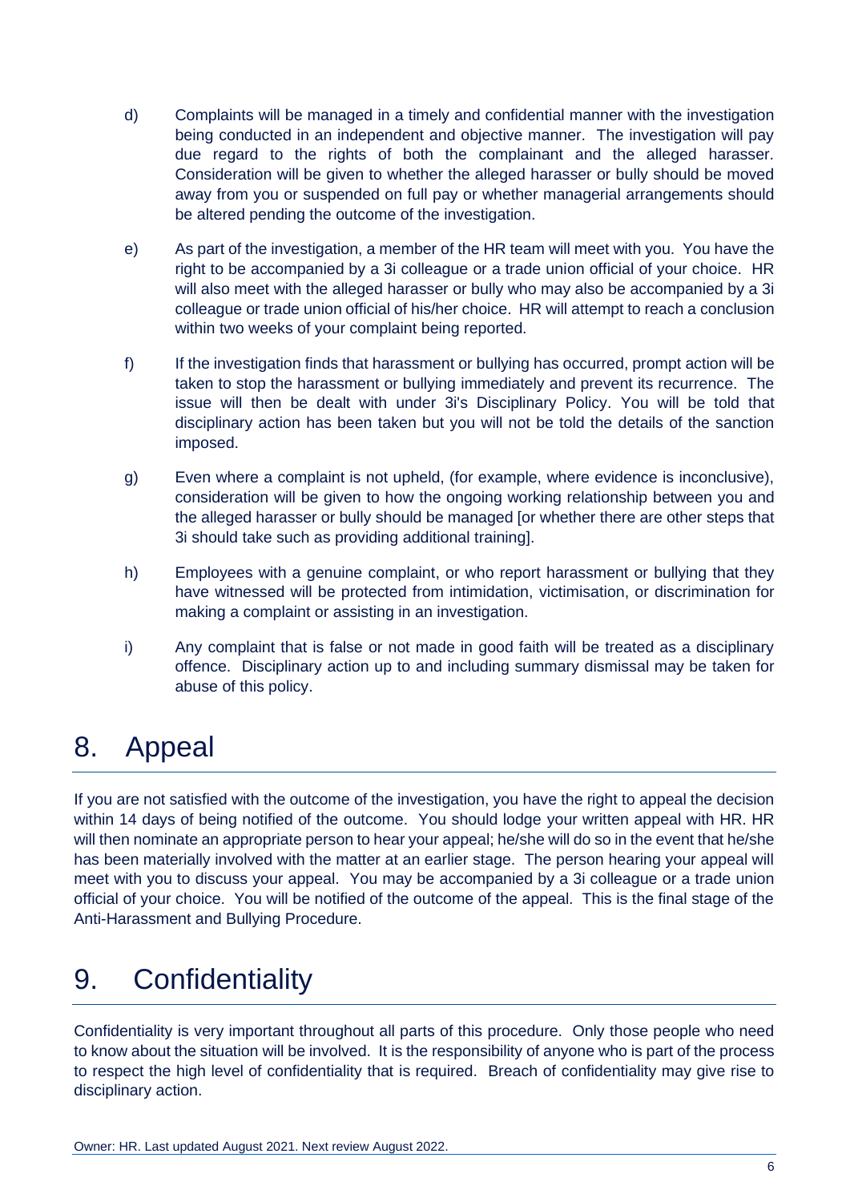d) Complaints will be managed in a timely and confidential manner with the investigation being conducted in an independent and objective manner. The investigation will pay due regard to the rights of both the complainant and the alleged harasser. Consideration will be given to whether the alleged harasser or bully should be moved away from you or suspended on full pay or whether managerial arrangements should be altered pending the outcome of the investigation.

e) As part of the investigation, a member of the HR team will meet with you. You have the right to be accompanied by a 3i colleague or a trade union official of your choice. HR will also meet with the alleged harasser or bully who may also be accompanied by a 3i colleague or trade union official of his/her choice. HR will attempt to reach a conclusion within two weeks of your complaint being reported.

f) If the investigation finds that harassment or bullying has occurred, prompt action will be taken to stop the harassment or bullying immediately and prevent its recurrence. The issue will then be dealt with under 3i's Disciplinary Policy. You will be told that disciplinary action has been taken but you will not be told the details of the sanction imposed.

g) Even where a complaint is not upheld, (for example, where evidence is inconclusive), consideration will be given to how the ongoing working relationship between you and the alleged harasser or bully should be managed [or whether there are other steps that 3i should take such as providing additional training].

h) Employees with a genuine complaint, or who report harassment or bullying that they have witnessed will be protected from intimidation, victimisation, or discrimination for making a complaint or assisting in an investigation.

i) Any complaint that is false or not made in good faith will be treated as a disciplinary offence. Disciplinary action up to and including summary dismissal may be taken for abuse of this policy.

# 8. Appeal

If you are not satisfied with the outcome of the investigation, you have the right to appeal the decision within 14 days of being notified of the outcome. You should lodge your written appeal with HR. HR will then nominate an appropriate person to hear your appeal; he/she will do so in the event that he/she has been materially involved with the matter at an earlier stage. The person hearing your appeal will meet with you to discuss your appeal. You may be accompanied by a 3i colleague or a trade union official of your choice. You will be notified of the outcome of the appeal. This is the final stage of the Anti-Harassment and Bullying Procedure.

# 9. Confidentiality

Confidentiality is very important throughout all parts of this procedure. Only those people who need to know about the situation will be involved. It is the responsibility of anyone who is part of the process to respect the high level of confidentiality that is required. Breach of confidentiality may give rise to disciplinary action.

Owner: HR. Last updated August 2021. Next review August 2022.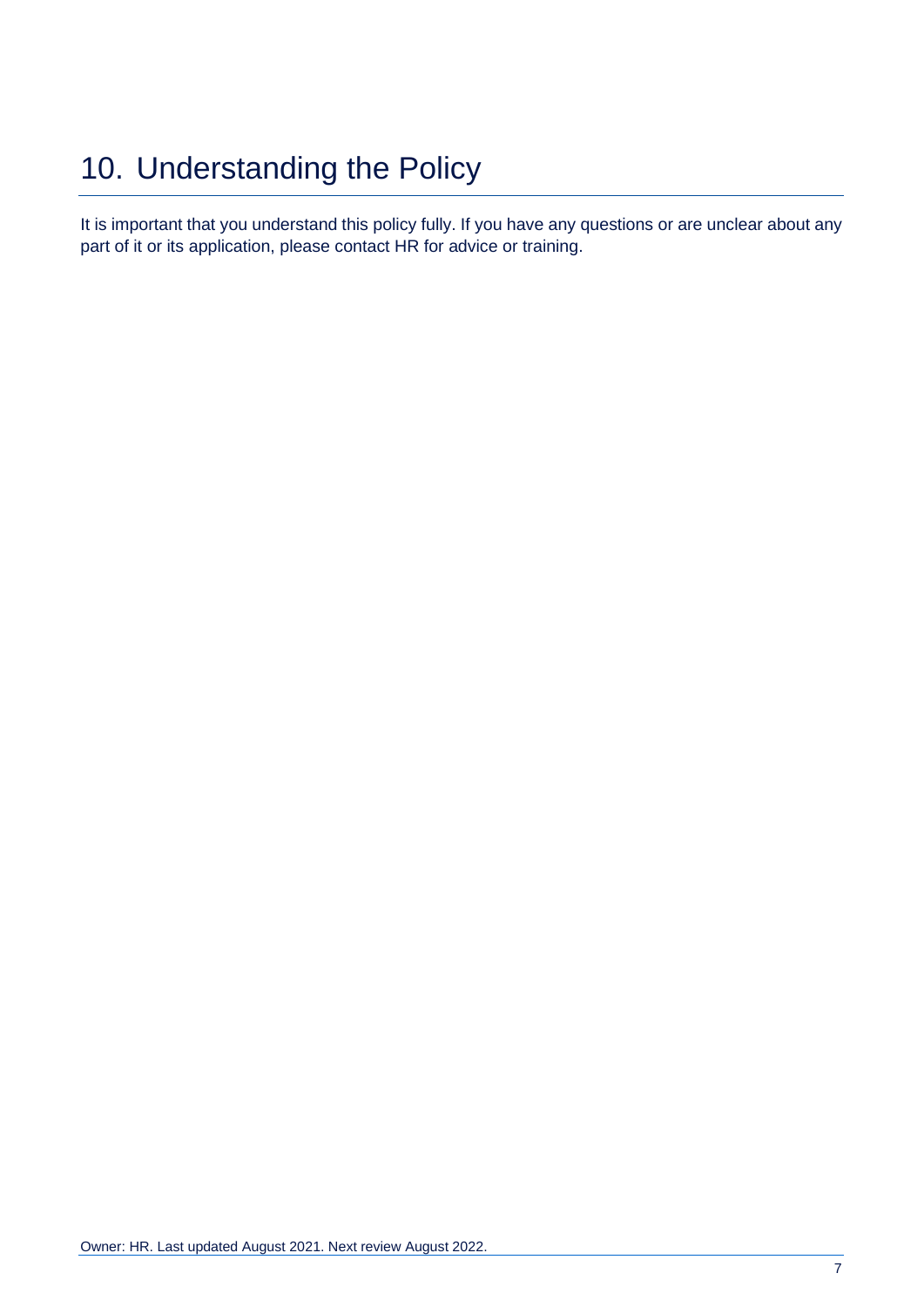# 10. Understanding the Policy

It is important that you understand this policy fully. If you have any questions or are unclear about any part of it or its application, please contact HR for advice or training.